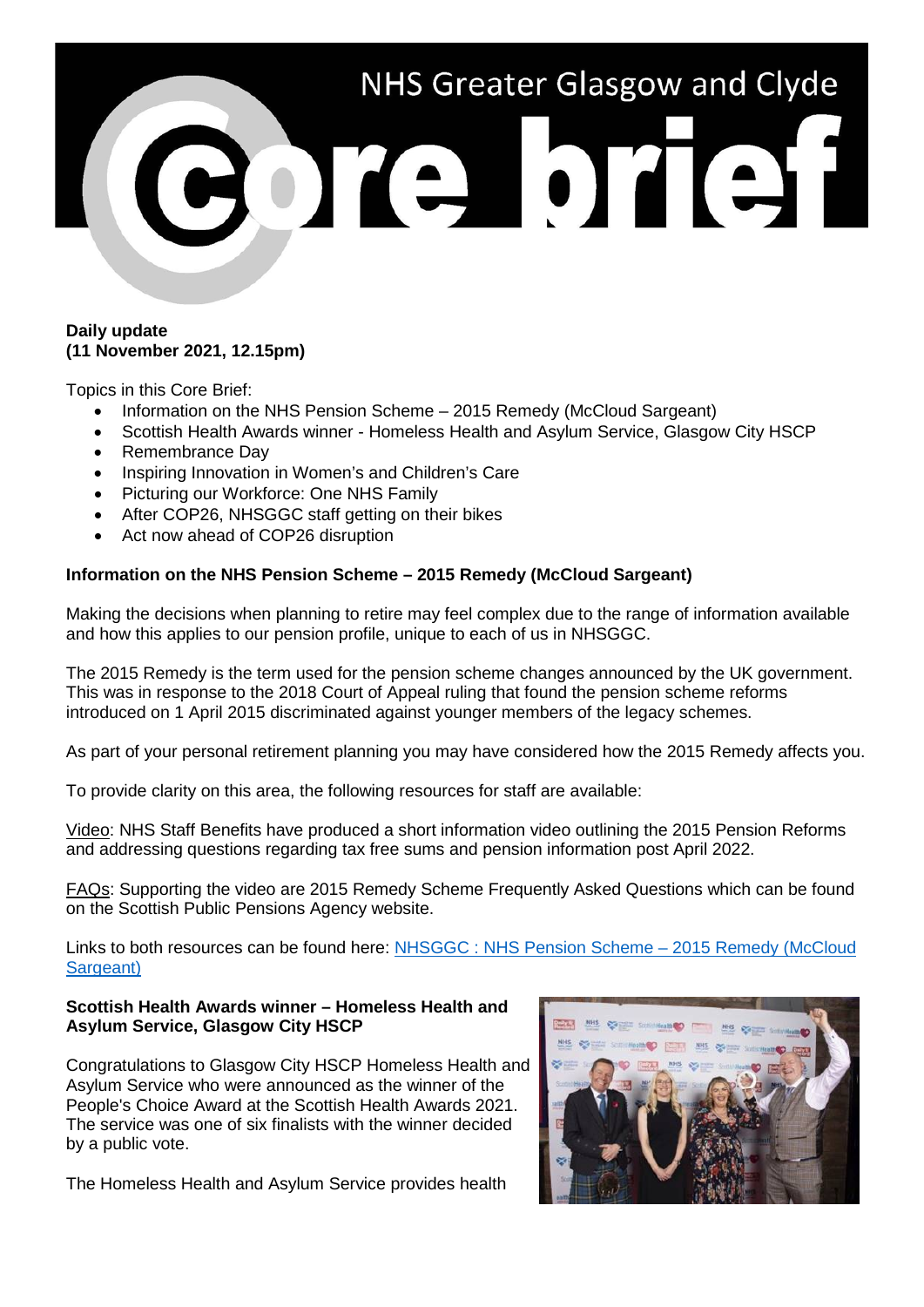# NHS Greater Glasgow and Clyde Core brief

**Daily update**
**(11 November 2021, 12.15pm)**

Topics in this Core Brief:

- Information on the NHS Pension Scheme – 2015 Remedy (McCloud Sargeant)
- Scottish Health Awards winner - Homeless Health and Asylum Service, Glasgow City HSCP
- Remembrance Day
- Inspiring Innovation in Women's and Children's Care
- Picturing our Workforce: One NHS Family
- After COP26, NHSGGC staff getting on their bikes
- Act now ahead of COP26 disruption

## Information on the NHS Pension Scheme – 2015 Remedy (McCloud Sargeant)

Making the decisions when planning to retire may feel complex due to the range of information available and how this applies to our pension profile, unique to each of us in NHSGGC.

The 2015 Remedy is the term used for the pension scheme changes announced by the UK government. This was in response to the 2018 Court of Appeal ruling that found the pension scheme reforms introduced on 1 April 2015 discriminated against younger members of the legacy schemes.

As part of your personal retirement planning you may have considered how the 2015 Remedy affects you.

To provide clarity on this area, the following resources for staff are available:

Video: NHS Staff Benefits have produced a short information video outlining the 2015 Pension Reforms and addressing questions regarding tax free sums and pension information post April 2022.

FAQs: Supporting the video are 2015 Remedy Scheme Frequently Asked Questions which can be found on the Scottish Public Pensions Agency website.

Links to both resources can be found here: NHSGGC : NHS Pension Scheme – 2015 Remedy (McCloud Sargeant)

## Scottish Health Awards winner – Homeless Health and Asylum Service, Glasgow City HSCP

Congratulations to Glasgow City HSCP Homeless Health and Asylum Service who were announced as the winner of the People's Choice Award at the Scottish Health Awards 2021. The service was one of six finalists with the winner decided by a public vote.

The Homeless Health and Asylum Service provides health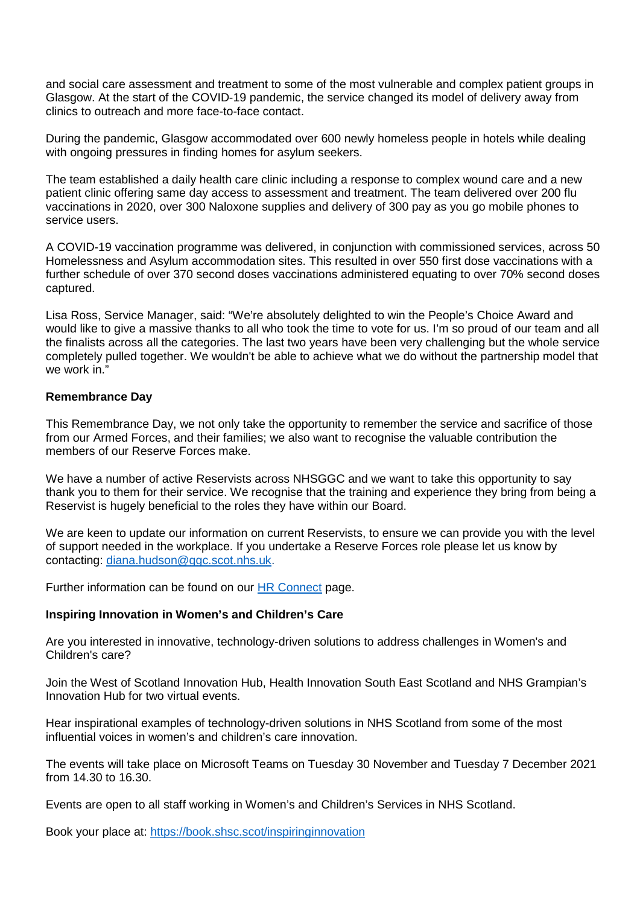and social care assessment and treatment to some of the most vulnerable and complex patient groups in Glasgow. At the start of the COVID-19 pandemic, the service changed its model of delivery away from clinics to outreach and more face-to-face contact.

During the pandemic, Glasgow accommodated over 600 newly homeless people in hotels while dealing with ongoing pressures in finding homes for asylum seekers.

The team established a daily health care clinic including a response to complex wound care and a new patient clinic offering same day access to assessment and treatment. The team delivered over 200 flu vaccinations in 2020, over 300 Naloxone supplies and delivery of 300 pay as you go mobile phones to service users.

A COVID-19 vaccination programme was delivered, in conjunction with commissioned services, across 50 Homelessness and Asylum accommodation sites. This resulted in over 550 first dose vaccinations with a further schedule of over 370 second doses vaccinations administered equating to over 70% second doses captured.

Lisa Ross, Service Manager, said: "We're absolutely delighted to win the People's Choice Award and would like to give a massive thanks to all who took the time to vote for us. I'm so proud of our team and all the finalists across all the categories. The last two years have been very challenging but the whole service completely pulled together. We wouldn't be able to achieve what we do without the partnership model that we work in."

**Remembrance Day**

This Remembrance Day, we not only take the opportunity to remember the service and sacrifice of those from our Armed Forces, and their families; we also want to recognise the valuable contribution the members of our Reserve Forces make.

We have a number of active Reservists across NHSGGC and we want to take this opportunity to say thank you to them for their service. We recognise that the training and experience they bring from being a Reservist is hugely beneficial to the roles they have within our Board.

We are keen to update our information on current Reservists, to ensure we can provide you with the level of support needed in the workplace. If you undertake a Reserve Forces role please let us know by contacting: diana.hudson@ggc.scot.nhs.uk.

Further information can be found on our HR Connect page.

**Inspiring Innovation in Women's and Children's Care**

Are you interested in innovative, technology-driven solutions to address challenges in Women's and Children's care?

Join the West of Scotland Innovation Hub, Health Innovation South East Scotland and NHS Grampian's Innovation Hub for two virtual events.

Hear inspirational examples of technology-driven solutions in NHS Scotland from some of the most influential voices in women's and children's care innovation.

The events will take place on Microsoft Teams on Tuesday 30 November and Tuesday 7 December 2021 from 14.30 to 16.30.

Events are open to all staff working in Women's and Children's Services in NHS Scotland.

Book your place at: https://book.shsc.scot/inspiringinnovation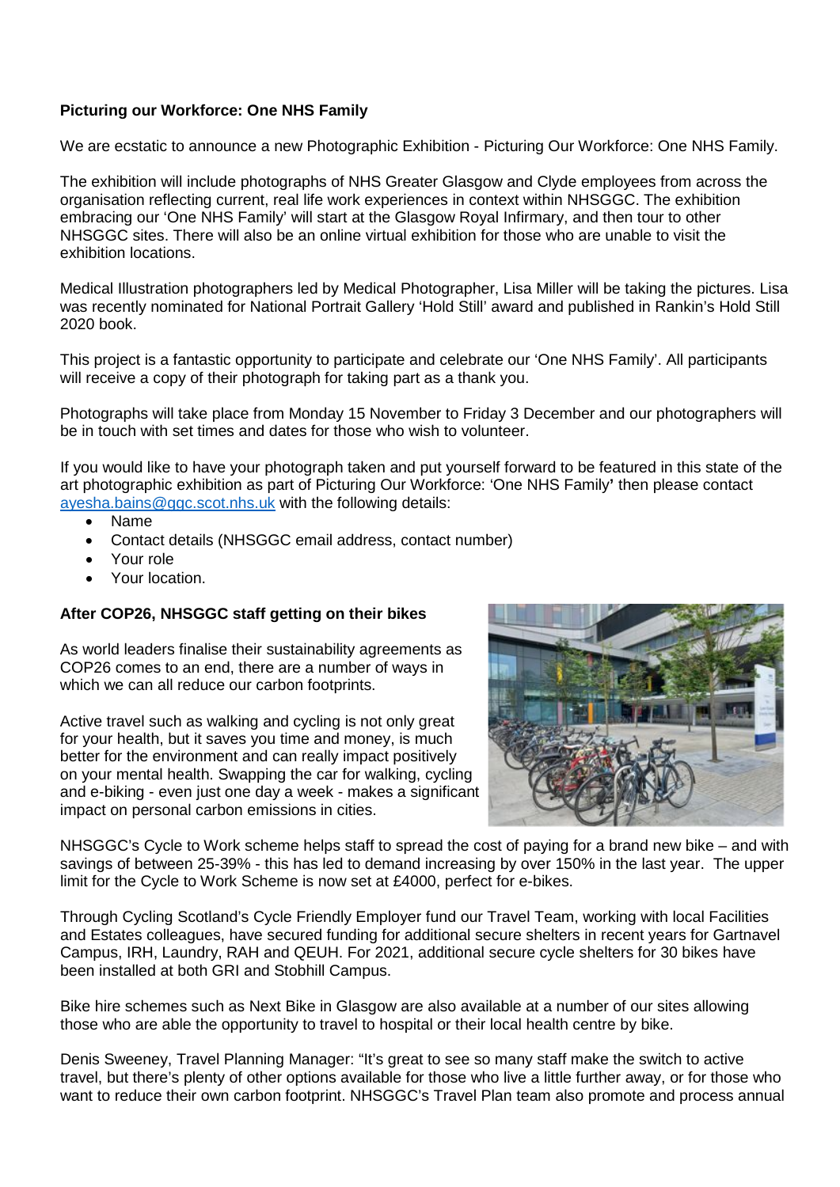**Picturing our Workforce: One NHS Family**

We are ecstatic to announce a new Photographic Exhibition - Picturing Our Workforce: One NHS Family.

The exhibition will include photographs of NHS Greater Glasgow and Clyde employees from across the organisation reflecting current, real life work experiences in context within NHSGGC. The exhibition embracing our 'One NHS Family' will start at the Glasgow Royal Infirmary, and then tour to other NHSGGC sites. There will also be an online virtual exhibition for those who are unable to visit the exhibition locations.

Medical Illustration photographers led by Medical Photographer, Lisa Miller will be taking the pictures. Lisa was recently nominated for National Portrait Gallery 'Hold Still' award and published in Rankin's Hold Still 2020 book.

This project is a fantastic opportunity to participate and celebrate our 'One NHS Family'. All participants will receive a copy of their photograph for taking part as a thank you.

Photographs will take place from Monday 15 November to Friday 3 December and our photographers will be in touch with set times and dates for those who wish to volunteer.

If you would like to have your photograph taken and put yourself forward to be featured in this state of the art photographic exhibition as part of Picturing Our Workforce: 'One NHS Family**'** then please contact ayesha.bains@ggc.scot.nhs.uk with the following details:

- Name
- Contact details (NHSGGC email address, contact number)
- Your role
- Your location.

**After COP26, NHSGGC staff getting on their bikes**

As world leaders finalise their sustainability agreements as COP26 comes to an end, there are a number of ways in which we can all reduce our carbon footprints.

Active travel such as walking and cycling is not only great for your health, but it saves you time and money, is much better for the environment and can really impact positively on your mental health. Swapping the car for walking, cycling and e-biking - even just one day a week - makes a significant impact on personal carbon emissions in cities.

NHSGGC's Cycle to Work scheme helps staff to spread the cost of paying for a brand new bike – and with savings of between 25-39% - this has led to demand increasing by over 150% in the last year. The upper limit for the Cycle to Work Scheme is now set at £4000, perfect for e-bikes.

Through Cycling Scotland's Cycle Friendly Employer fund our Travel Team, working with local Facilities and Estates colleagues, have secured funding for additional secure shelters in recent years for Gartnavel Campus, IRH, Laundry, RAH and QEUH. For 2021, additional secure cycle shelters for 30 bikes have been installed at both GRI and Stobhill Campus.

Bike hire schemes such as Next Bike in Glasgow are also available at a number of our sites allowing those who are able the opportunity to travel to hospital or their local health centre by bike.

Denis Sweeney, Travel Planning Manager: "It's great to see so many staff make the switch to active travel, but there's plenty of other options available for those who live a little further away, or for those who want to reduce their own carbon footprint. NHSGGC's Travel Plan team also promote and process annual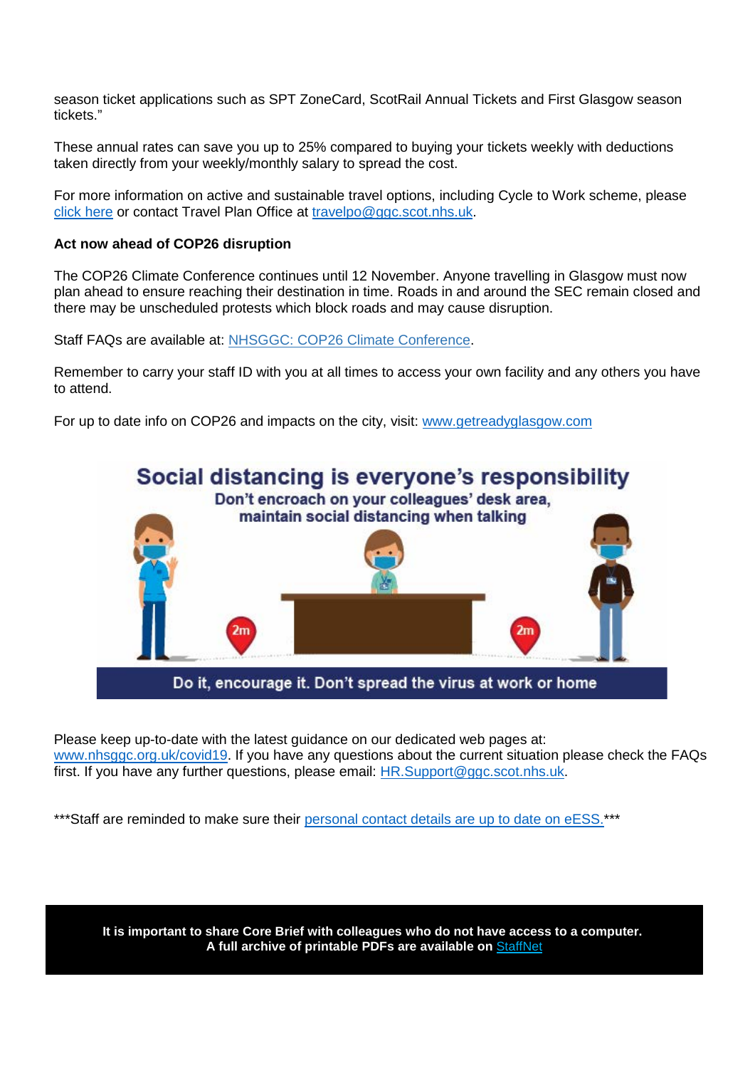season ticket applications such as SPT ZoneCard, ScotRail Annual Tickets and First Glasgow season tickets."

These annual rates can save you up to 25% compared to buying your tickets weekly with deductions taken directly from your weekly/monthly salary to spread the cost.

For more information on active and sustainable travel options, including Cycle to Work scheme, please click here or contact Travel Plan Office at travelpo@ggc.scot.nhs.uk.

**Act now ahead of COP26 disruption**

The COP26 Climate Conference continues until 12 November. Anyone travelling in Glasgow must now plan ahead to ensure reaching their destination in time. Roads in and around the SEC remain closed and there may be unscheduled protests which block roads and may cause disruption.

Staff FAQs are available at: NHSGGC: COP26 Climate Conference.

Remember to carry your staff ID with you at all times to access your own facility and any others you have to attend.

For up to date info on COP26 and impacts on the city, visit: www.getreadyglasgow.com

Social distancing is everyone's responsibility

Don't encroach on your colleagues' desk area, maintain social distancing when talking

2m

2m

Do it, encourage it. Don't spread the virus at work or home

Please keep up-to-date with the latest guidance on our dedicated web pages at: www.nhsggc.org.uk/covid19. If you have any questions about the current situation please check the FAQs first. If you have any further questions, please email: HR.Support@ggc.scot.nhs.uk.

***Staff are reminded to make sure their personal contact details are up to date on eESS.***

**It is important to share Core Brief with colleagues who do not have access to a computer.**
**A full archive of printable PDFs are available on StaffNet**